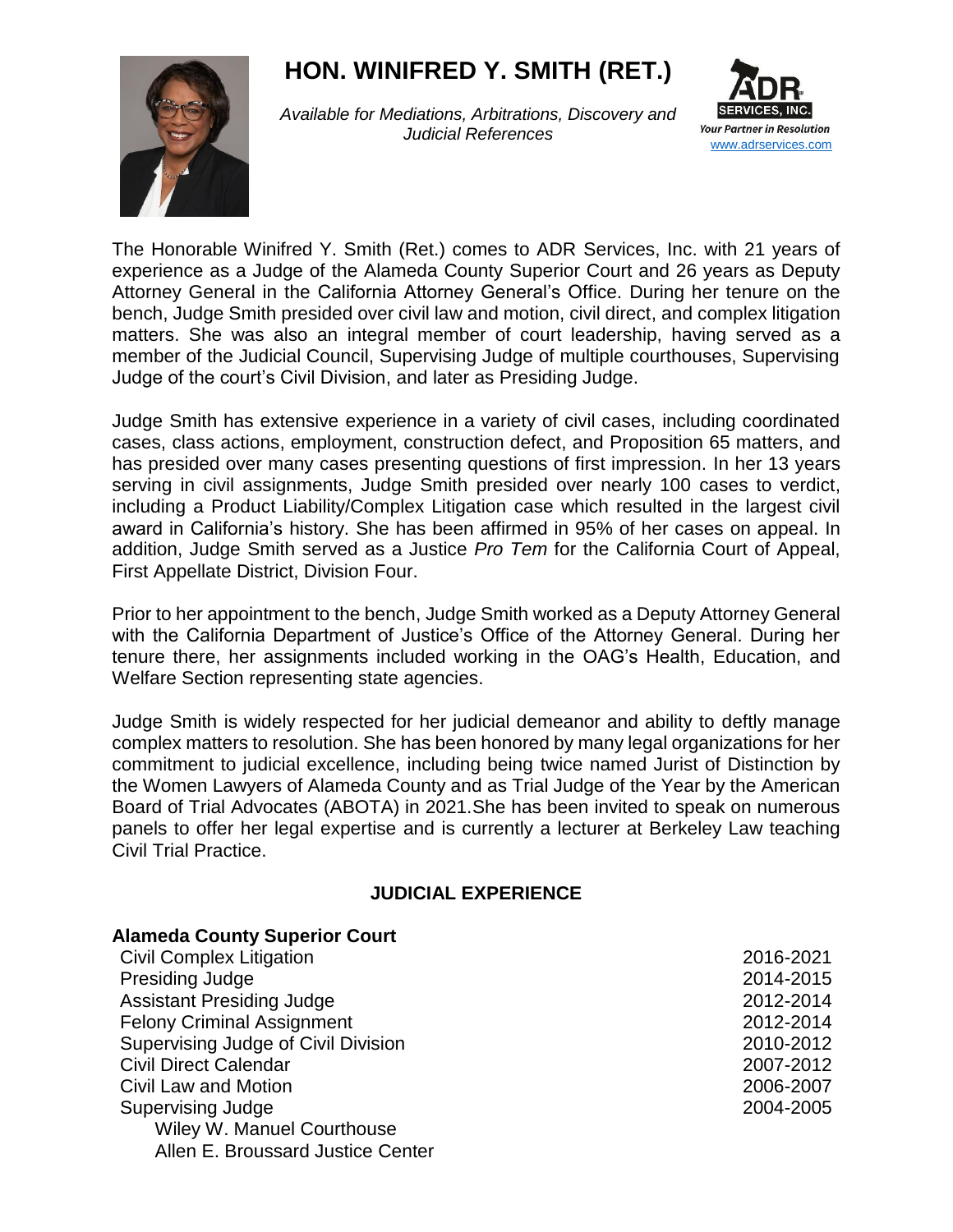# HON. WINIFRED Y. SMITH (RET.)

*Available for Mediations, Arbitrations, Discovery and Judicial References*

ADR SERVICES, INC.
*Your Partner in Resolution*
www.adrservices.com

The Honorable Winifred Y. Smith (Ret.) comes to ADR Services, Inc. with 21 years of experience as a Judge of the Alameda County Superior Court and 26 years as Deputy Attorney General in the California Attorney General's Office. During her tenure on the bench, Judge Smith presided over civil law and motion, civil direct, and complex litigation matters. She was also an integral member of court leadership, having served as a member of the Judicial Council, Supervising Judge of multiple courthouses, Supervising Judge of the court's Civil Division, and later as Presiding Judge.

Judge Smith has extensive experience in a variety of civil cases, including coordinated cases, class actions, employment, construction defect, and Proposition 65 matters, and has presided over many cases presenting questions of first impression. In her 13 years serving in civil assignments, Judge Smith presided over nearly 100 cases to verdict, including a Product Liability/Complex Litigation case which resulted in the largest civil award in California's history. She has been affirmed in 95% of her cases on appeal. In addition, Judge Smith served as a Justice *Pro Tem* for the California Court of Appeal, First Appellate District, Division Four.

Prior to her appointment to the bench, Judge Smith worked as a Deputy Attorney General with the California Department of Justice's Office of the Attorney General. During her tenure there, her assignments included working in the OAG's Health, Education, and Welfare Section representing state agencies.

Judge Smith is widely respected for her judicial demeanor and ability to deftly manage complex matters to resolution. She has been honored by many legal organizations for her commitment to judicial excellence, including being twice named Jurist of Distinction by the Women Lawyers of Alameda County and as Trial Judge of the Year by the American Board of Trial Advocates (ABOTA) in 2021.She has been invited to speak on numerous panels to offer her legal expertise and is currently a lecturer at Berkeley Law teaching Civil Trial Practice.

## JUDICIAL EXPERIENCE

**Alameda County Superior Court**

| | |
|---|---|
| Civil Complex Litigation | 2016-2021 |
| Presiding Judge | 2014-2015 |
| Assistant Presiding Judge | 2012-2014 |
| Felony Criminal Assignment | 2012-2014 |
| Supervising Judge of Civil Division | 2010-2012 |
| Civil Direct Calendar | 2007-2012 |
| Civil Law and Motion | 2006-2007 |
| Supervising Judge | 2004-2005 |
| Wiley W. Manuel Courthouse | |
| Allen E. Broussard Justice Center | |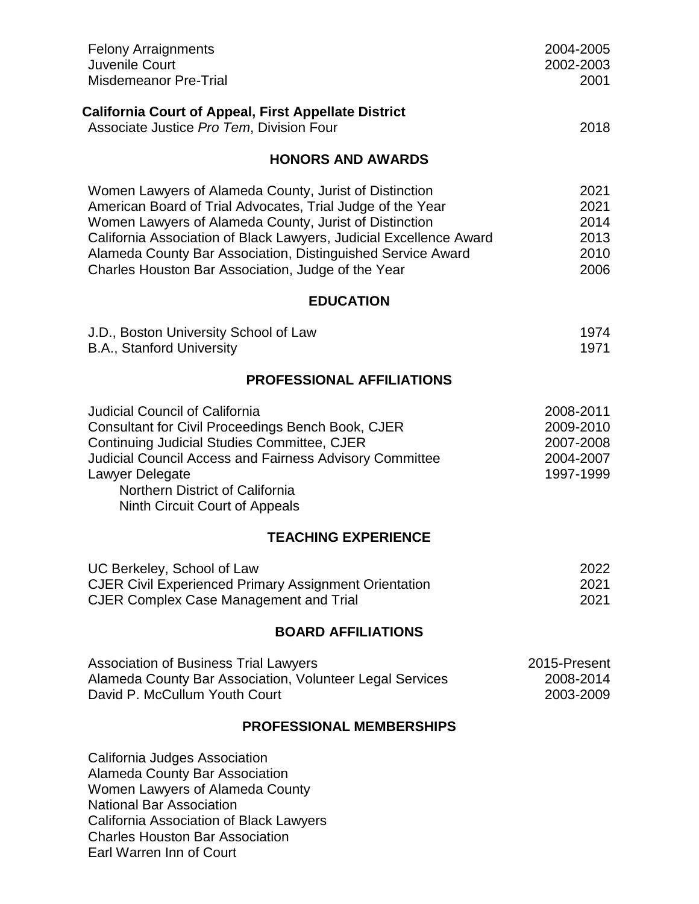| | |
|---|---|
| Felony Arraignments | 2004-2005 |
| Juvenile Court | 2002-2003 |
| Misdemeanor Pre-Trial | 2001 |

**California Court of Appeal, First Appellate District**

| | |
|---|---|
| Associate Justice *Pro Tem*, Division Four | 2018 |

## HONORS AND AWARDS

| | |
|---|---|
| Women Lawyers of Alameda County, Jurist of Distinction | 2021 |
| American Board of Trial Advocates, Trial Judge of the Year | 2021 |
| Women Lawyers of Alameda County, Jurist of Distinction | 2014 |
| California Association of Black Lawyers, Judicial Excellence Award | 2013 |
| Alameda County Bar Association, Distinguished Service Award | 2010 |
| Charles Houston Bar Association, Judge of the Year | 2006 |

## EDUCATION

| | |
|---|---|
| J.D., Boston University School of Law | 1974 |
| B.A., Stanford University | 1971 |

## PROFESSIONAL AFFILIATIONS

| | |
|---|---|
| Judicial Council of California | 2008-2011 |
| Consultant for Civil Proceedings Bench Book, CJER | 2009-2010 |
| Continuing Judicial Studies Committee, CJER | 2007-2008 |
| Judicial Council Access and Fairness Advisory Committee | 2004-2007 |
| Lawyer Delegate<br>Northern District of California<br>Ninth Circuit Court of Appeals | 1997-1999 |

## TEACHING EXPERIENCE

| | |
|---|---|
| UC Berkeley, School of Law | 2022 |
| CJER Civil Experienced Primary Assignment Orientation | 2021 |
| CJER Complex Case Management and Trial | 2021 |

## BOARD AFFILIATIONS

| | |
|---|---|
| Association of Business Trial Lawyers | 2015-Present |
| Alameda County Bar Association, Volunteer Legal Services | 2008-2014 |
| David P. McCullum Youth Court | 2003-2009 |

## PROFESSIONAL MEMBERSHIPS

California Judges Association
Alameda County Bar Association
Women Lawyers of Alameda County
National Bar Association
California Association of Black Lawyers
Charles Houston Bar Association
Earl Warren Inn of Court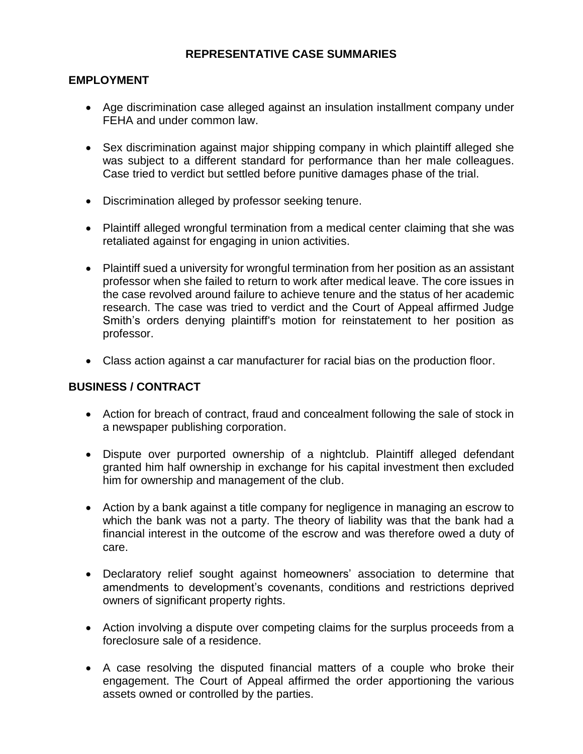# REPRESENTATIVE CASE SUMMARIES

## EMPLOYMENT

- Age discrimination case alleged against an insulation installment company under FEHA and under common law.
- Sex discrimination against major shipping company in which plaintiff alleged she was subject to a different standard for performance than her male colleagues. Case tried to verdict but settled before punitive damages phase of the trial.
- Discrimination alleged by professor seeking tenure.
- Plaintiff alleged wrongful termination from a medical center claiming that she was retaliated against for engaging in union activities.
- Plaintiff sued a university for wrongful termination from her position as an assistant professor when she failed to return to work after medical leave. The core issues in the case revolved around failure to achieve tenure and the status of her academic research. The case was tried to verdict and the Court of Appeal affirmed Judge Smith's orders denying plaintiff's motion for reinstatement to her position as professor.
- Class action against a car manufacturer for racial bias on the production floor.

## BUSINESS / CONTRACT

- Action for breach of contract, fraud and concealment following the sale of stock in a newspaper publishing corporation.
- Dispute over purported ownership of a nightclub. Plaintiff alleged defendant granted him half ownership in exchange for his capital investment then excluded him for ownership and management of the club.
- Action by a bank against a title company for negligence in managing an escrow to which the bank was not a party. The theory of liability was that the bank had a financial interest in the outcome of the escrow and was therefore owed a duty of care.
- Declaratory relief sought against homeowners' association to determine that amendments to development's covenants, conditions and restrictions deprived owners of significant property rights.
- Action involving a dispute over competing claims for the surplus proceeds from a foreclosure sale of a residence.
- A case resolving the disputed financial matters of a couple who broke their engagement. The Court of Appeal affirmed the order apportioning the various assets owned or controlled by the parties.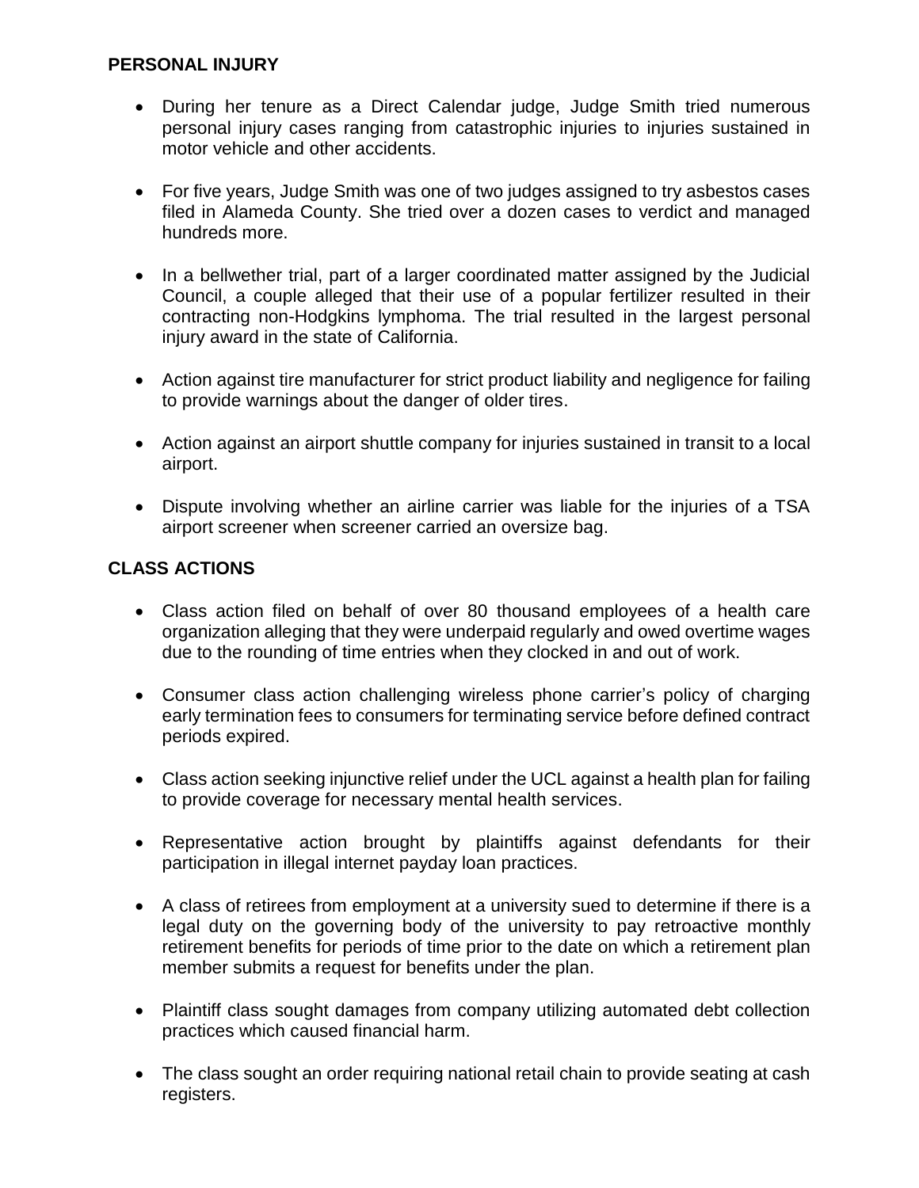## PERSONAL INJURY

- During her tenure as a Direct Calendar judge, Judge Smith tried numerous personal injury cases ranging from catastrophic injuries to injuries sustained in motor vehicle and other accidents.

- For five years, Judge Smith was one of two judges assigned to try asbestos cases filed in Alameda County. She tried over a dozen cases to verdict and managed hundreds more.

- In a bellwether trial, part of a larger coordinated matter assigned by the Judicial Council, a couple alleged that their use of a popular fertilizer resulted in their contracting non-Hodgkins lymphoma. The trial resulted in the largest personal injury award in the state of California.

- Action against tire manufacturer for strict product liability and negligence for failing to provide warnings about the danger of older tires.

- Action against an airport shuttle company for injuries sustained in transit to a local airport.

- Dispute involving whether an airline carrier was liable for the injuries of a TSA airport screener when screener carried an oversize bag.

## CLASS ACTIONS

- Class action filed on behalf of over 80 thousand employees of a health care organization alleging that they were underpaid regularly and owed overtime wages due to the rounding of time entries when they clocked in and out of work.

- Consumer class action challenging wireless phone carrier's policy of charging early termination fees to consumers for terminating service before defined contract periods expired.

- Class action seeking injunctive relief under the UCL against a health plan for failing to provide coverage for necessary mental health services.

- Representative action brought by plaintiffs against defendants for their participation in illegal internet payday loan practices.

- A class of retirees from employment at a university sued to determine if there is a legal duty on the governing body of the university to pay retroactive monthly retirement benefits for periods of time prior to the date on which a retirement plan member submits a request for benefits under the plan.

- Plaintiff class sought damages from company utilizing automated debt collection practices which caused financial harm.

- The class sought an order requiring national retail chain to provide seating at cash registers.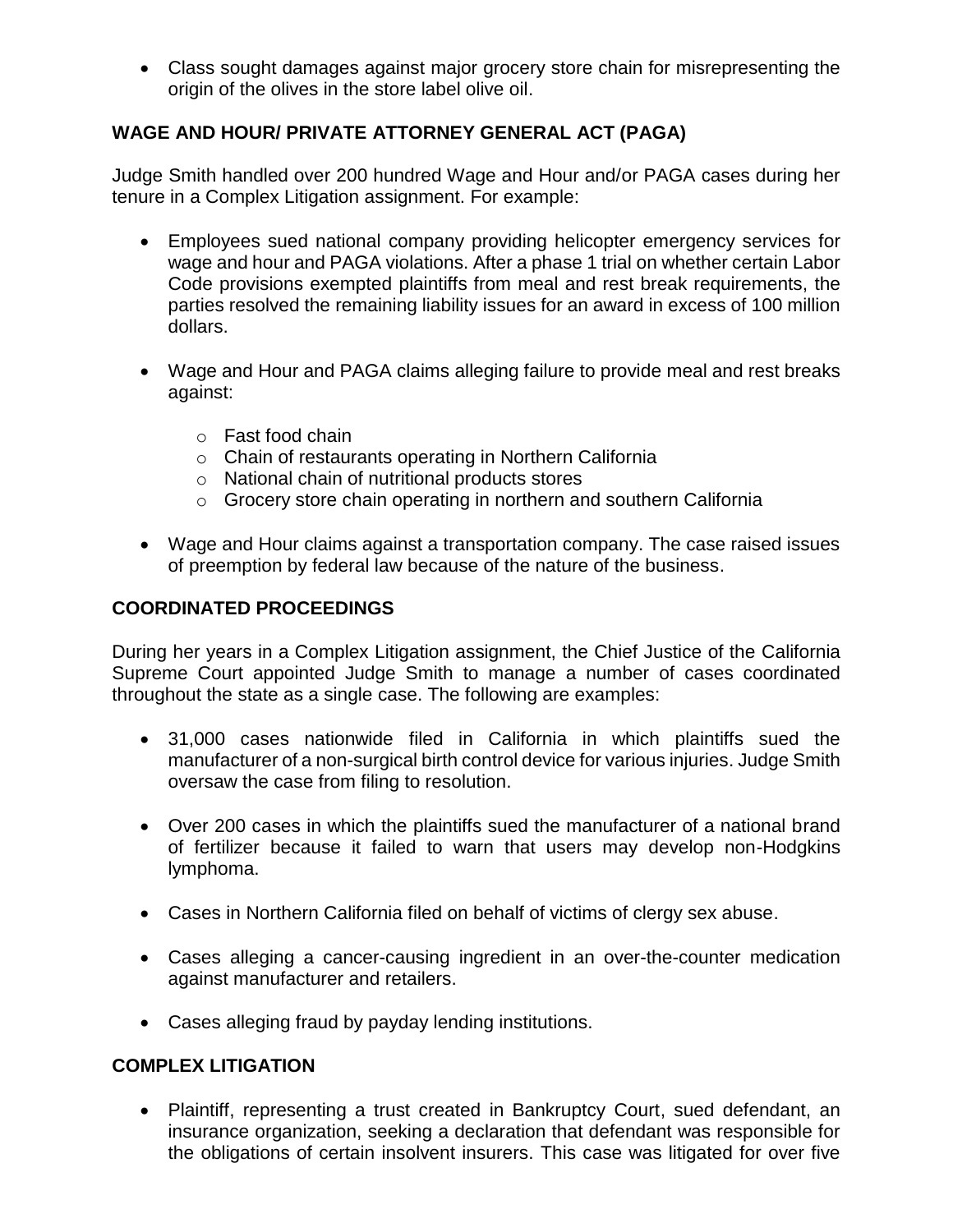- Class sought damages against major grocery store chain for misrepresenting the origin of the olives in the store label olive oil.

## WAGE AND HOUR/ PRIVATE ATTORNEY GENERAL ACT (PAGA)

Judge Smith handled over 200 hundred Wage and Hour and/or PAGA cases during her tenure in a Complex Litigation assignment. For example:

- Employees sued national company providing helicopter emergency services for wage and hour and PAGA violations. After a phase 1 trial on whether certain Labor Code provisions exempted plaintiffs from meal and rest break requirements, the parties resolved the remaining liability issues for an award in excess of 100 million dollars.

- Wage and Hour and PAGA claims alleging failure to provide meal and rest breaks against:
  - Fast food chain
  - Chain of restaurants operating in Northern California
  - National chain of nutritional products stores
  - Grocery store chain operating in northern and southern California

- Wage and Hour claims against a transportation company. The case raised issues of preemption by federal law because of the nature of the business.

## COORDINATED PROCEEDINGS

During her years in a Complex Litigation assignment, the Chief Justice of the California Supreme Court appointed Judge Smith to manage a number of cases coordinated throughout the state as a single case. The following are examples:

- 31,000 cases nationwide filed in California in which plaintiffs sued the manufacturer of a non-surgical birth control device for various injuries. Judge Smith oversaw the case from filing to resolution.

- Over 200 cases in which the plaintiffs sued the manufacturer of a national brand of fertilizer because it failed to warn that users may develop non-Hodgkins lymphoma.

- Cases in Northern California filed on behalf of victims of clergy sex abuse.

- Cases alleging a cancer-causing ingredient in an over-the-counter medication against manufacturer and retailers.

- Cases alleging fraud by payday lending institutions.

## COMPLEX LITIGATION

- Plaintiff, representing a trust created in Bankruptcy Court, sued defendant, an insurance organization, seeking a declaration that defendant was responsible for the obligations of certain insolvent insurers. This case was litigated for over five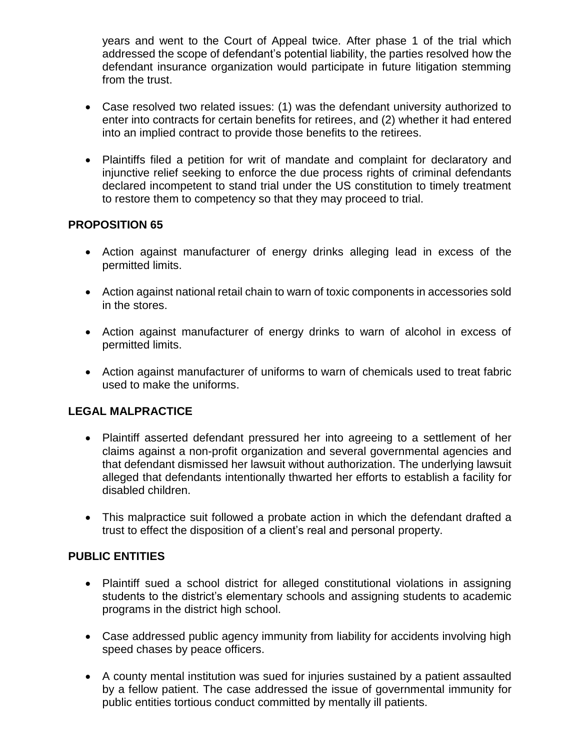years and went to the Court of Appeal twice. After phase 1 of the trial which addressed the scope of defendant's potential liability, the parties resolved how the defendant insurance organization would participate in future litigation stemming from the trust.

- Case resolved two related issues: (1) was the defendant university authorized to enter into contracts for certain benefits for retirees, and (2) whether it had entered into an implied contract to provide those benefits to the retirees.

- Plaintiffs filed a petition for writ of mandate and complaint for declaratory and injunctive relief seeking to enforce the due process rights of criminal defendants declared incompetent to stand trial under the US constitution to timely treatment to restore them to competency so that they may proceed to trial.

**PROPOSITION 65**

- Action against manufacturer of energy drinks alleging lead in excess of the permitted limits.

- Action against national retail chain to warn of toxic components in accessories sold in the stores.

- Action against manufacturer of energy drinks to warn of alcohol in excess of permitted limits.

- Action against manufacturer of uniforms to warn of chemicals used to treat fabric used to make the uniforms.

**LEGAL MALPRACTICE**

- Plaintiff asserted defendant pressured her into agreeing to a settlement of her claims against a non-profit organization and several governmental agencies and that defendant dismissed her lawsuit without authorization. The underlying lawsuit alleged that defendants intentionally thwarted her efforts to establish a facility for disabled children.

- This malpractice suit followed a probate action in which the defendant drafted a trust to effect the disposition of a client's real and personal property.

**PUBLIC ENTITIES**

- Plaintiff sued a school district for alleged constitutional violations in assigning students to the district's elementary schools and assigning students to academic programs in the district high school.

- Case addressed public agency immunity from liability for accidents involving high speed chases by peace officers.

- A county mental institution was sued for injuries sustained by a patient assaulted by a fellow patient. The case addressed the issue of governmental immunity for public entities tortious conduct committed by mentally ill patients.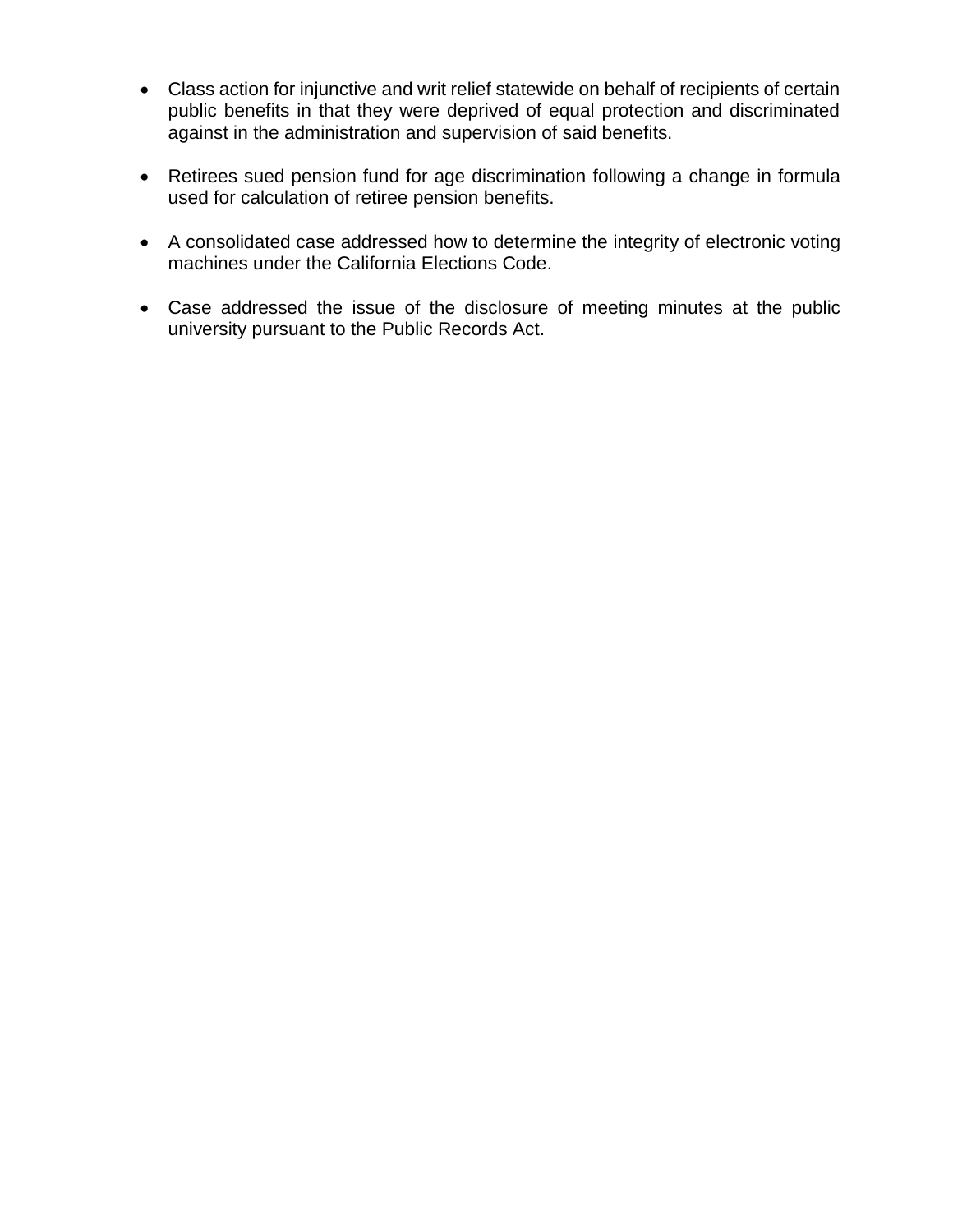- Class action for injunctive and writ relief statewide on behalf of recipients of certain public benefits in that they were deprived of equal protection and discriminated against in the administration and supervision of said benefits.

- Retirees sued pension fund for age discrimination following a change in formula used for calculation of retiree pension benefits.

- A consolidated case addressed how to determine the integrity of electronic voting machines under the California Elections Code.

- Case addressed the issue of the disclosure of meeting minutes at the public university pursuant to the Public Records Act.